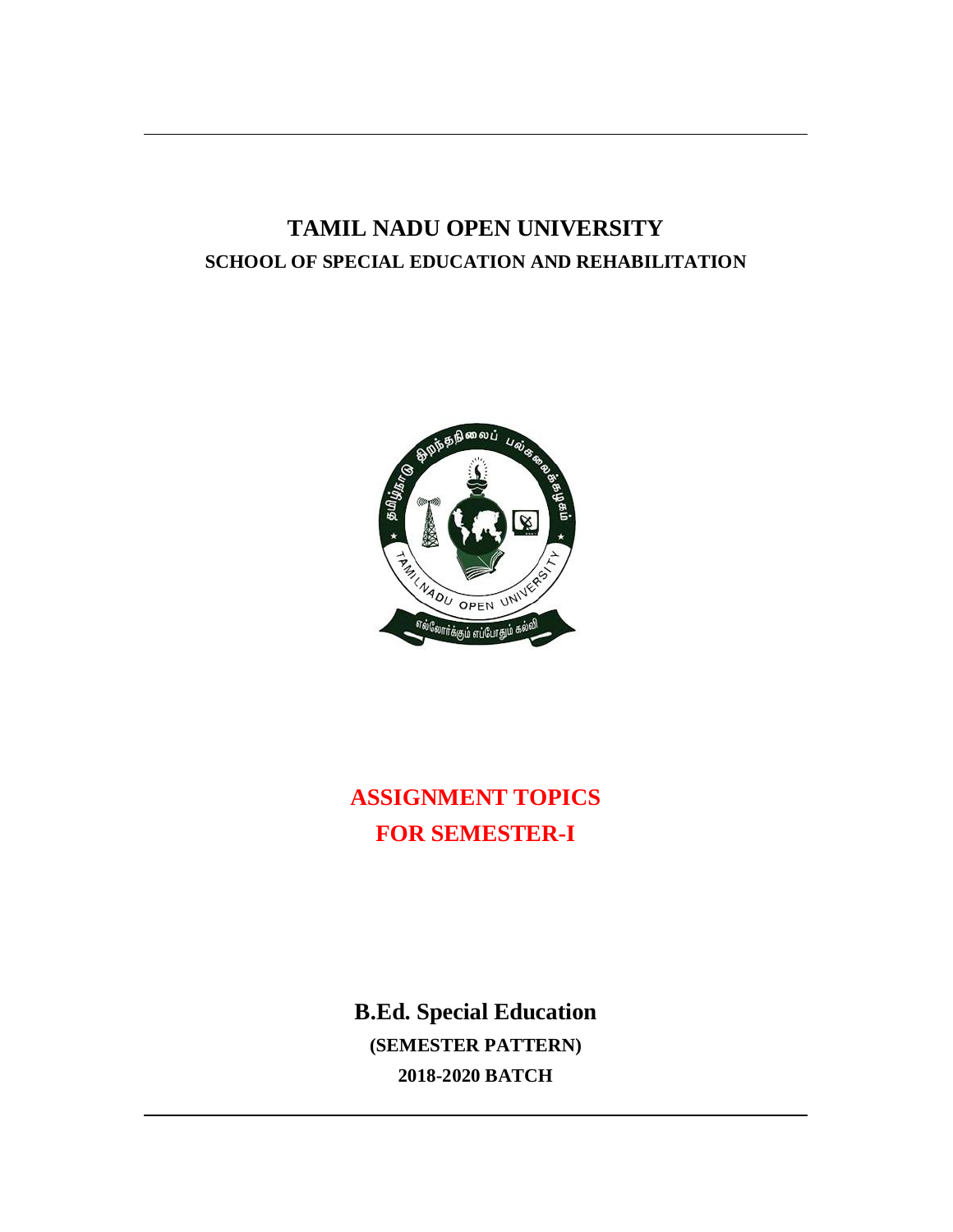# TAMIL NADU OPEN UNIVERSITY

## SCHOOL OF SPECIAL EDUCATION AND REHABILITATION

## ASSIGNMENT TOPICS
## FOR SEMESTER-I

**B.Ed. Special Education**

**(SEMESTER PATTERN)**

**2018-2020 BATCH**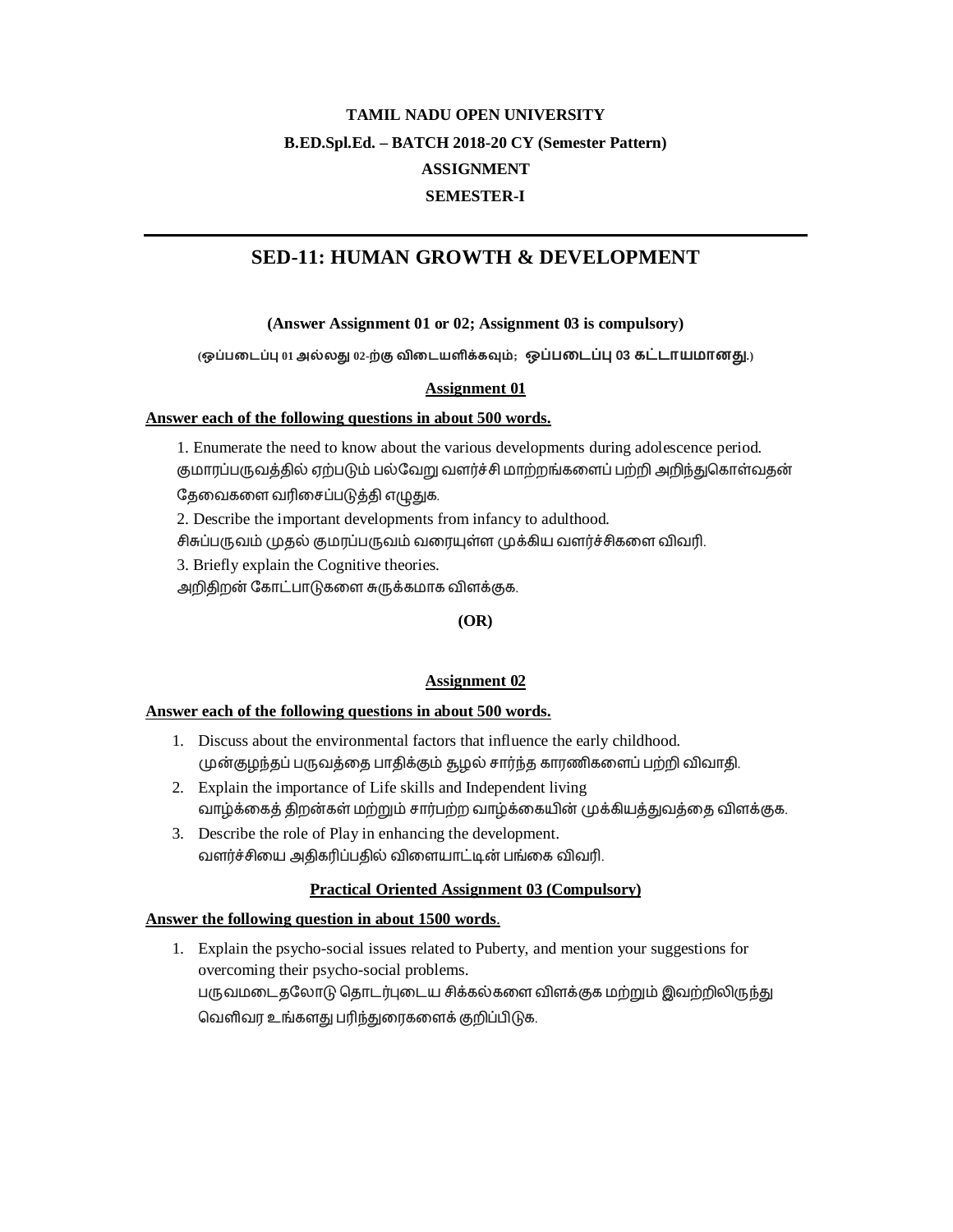**TAMIL NADU OPEN UNIVERSITY**

**B.ED.Spl.Ed. – BATCH 2018-20 CY (Semester Pattern)**

**ASSIGNMENT**

**SEMESTER-I**

---

# SED-11: HUMAN GROWTH & DEVELOPMENT

**(Answer Assignment 01 or 02; Assignment 03 is compulsory)**

**(ஒப்படைப்பு 01 அல்லது 02-ற்கு விடையளிக்கவும்; ஒப்படைப்பு 03 கட்டாயமானது.)**

## Assignment 01

**Answer each of the following questions in about 500 words.**

1. Enumerate the need to know about the various developments during adolescence period.
குமாரப்பருவத்தில் ஏற்படும் பல்வேறு வளர்ச்சி மாற்றங்களைப் பற்றி அறிந்துகொள்வதன் தேவைகளை வரிசைப்படுத்தி எழுதுக.
2. Describe the important developments from infancy to adulthood.
சிசுப்பருவம் முதல் குமரப்பருவம் வரையுள்ள முக்கிய வளர்ச்சிகளை விவரி.
3. Briefly explain the Cognitive theories.
அறிதிறன் கோட்பாடுகளை சுருக்கமாக விளக்குக.

**(OR)**

## Assignment 02

**Answer each of the following questions in about 500 words.**

1. Discuss about the environmental factors that influence the early childhood.
முன்குழந்தைப் பருவத்தை பாதிக்கும் சூழல் சார்ந்த காரணிகளைப் பற்றி விவாதி.
2. Explain the importance of Life skills and Independent living
வாழ்க்கைத் திறன்கள் மற்றும் சார்பற்ற வாழ்க்கையின் முக்கியத்துவத்தை விளக்குக.
3. Describe the role of Play in enhancing the development.
வளர்ச்சியை அதிகரிப்பதில் விளையாட்டின் பங்கை விவரி.

## Practical Oriented Assignment 03 (Compulsory)

**Answer the following question in about 1500 words.**

1. Explain the psycho-social issues related to Puberty, and mention your suggestions for overcoming their psycho-social problems.
பருவமடைதலோடு தொடர்புடைய சிக்கல்களை விளக்குக மற்றும் இவற்றிலிருந்து வெளிவர உங்களது பரிந்துரைகளைக் குறிப்பிடுக.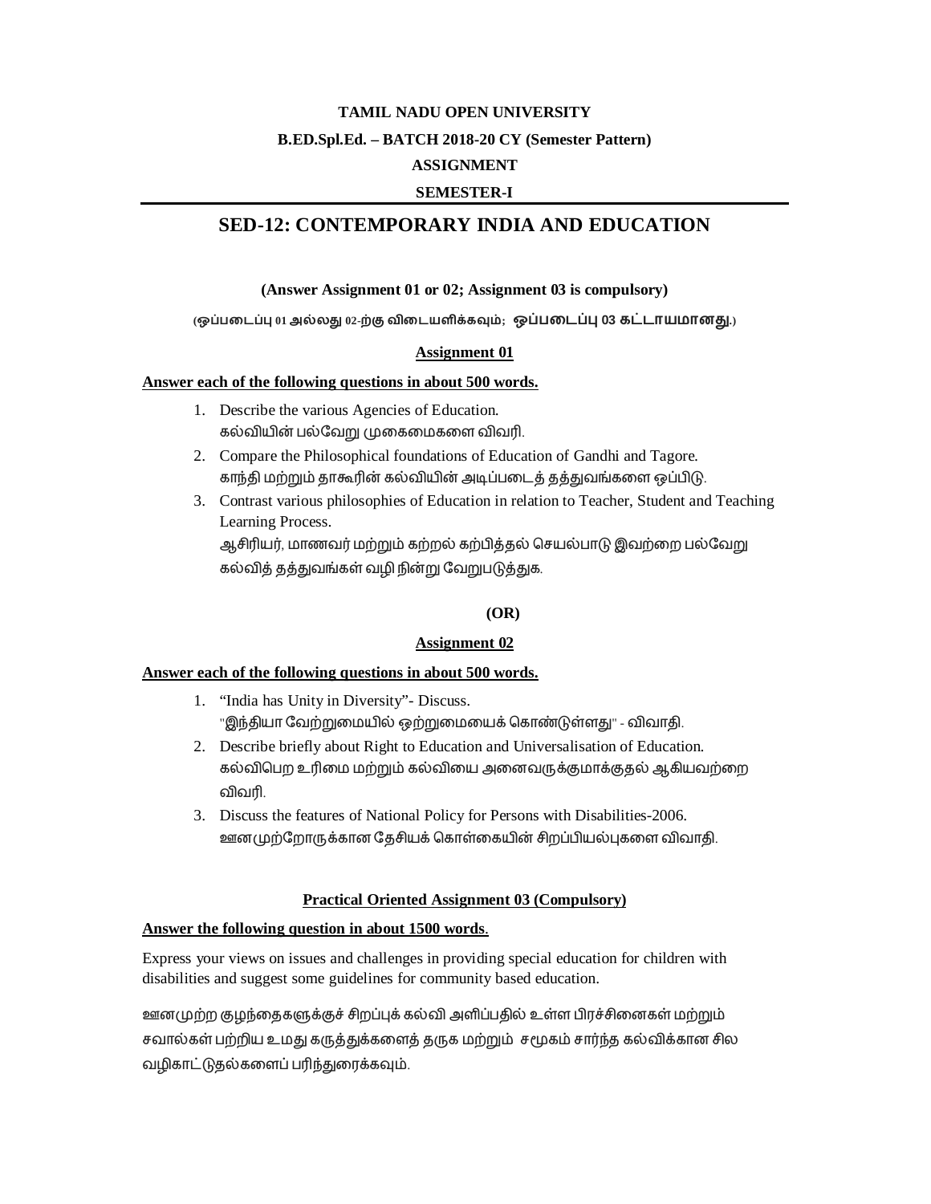**TAMIL NADU OPEN UNIVERSITY**

**B.ED.Spl.Ed. – BATCH 2018-20 CY (Semester Pattern)**

**ASSIGNMENT**

**SEMESTER-I**

# SED-12: CONTEMPORARY INDIA AND EDUCATION

**(Answer Assignment 01 or 02; Assignment 03 is compulsory)**

**(ஒப்படைப்பு 01 அல்லது 02-ற்கு விடையளிக்கவும்; ஒப்படைப்பு 03 கட்டாயமானது.)**

## Assignment 01

**Answer each of the following questions in about 500 words.**

1. Describe the various Agencies of Education.
   கல்வியின் பல்வேறு முகைமைகளை விவரி.
2. Compare the Philosophical foundations of Education of Gandhi and Tagore.
   காந்தி மற்றும் தாகூரின் கல்வியின் அடிப்படைத் தத்துவங்களை ஒப்பிடு.
3. Contrast various philosophies of Education in relation to Teacher, Student and Teaching Learning Process.
   ஆசிரியர், மாணவர் மற்றும் கற்றல் கற்பித்தல் செயல்பாடு இவற்றை பல்வேறு கல்வித் தத்துவங்கள் வழி நின்று வேறுபடுத்துக.

**(OR)**

## Assignment 02

**Answer each of the following questions in about 500 words.**

1. "India has Unity in Diversity"- Discuss.
   "இந்தியா வேற்றுமையில் ஒற்றுமையைக் கொண்டுள்ளது" - விவாதி.
2. Describe briefly about Right to Education and Universalisation of Education.
   கல்விபெற உரிமை மற்றும் கல்வியை அனைவருக்குமாக்குதல் ஆகியவற்றை விவரி.
3. Discuss the features of National Policy for Persons with Disabilities-2006.
   ஊனமுற்றோருக்கான தேசியக் கொள்கையின் சிறப்பியல்புகளை விவாதி.

## Practical Oriented Assignment 03 (Compulsory)

**Answer the following question in about 1500 words.**

Express your views on issues and challenges in providing special education for children with disabilities and suggest some guidelines for community based education.

ஊனமுற்ற குழந்தைகளுக்குச் சிறப்புக் கல்வி அளிப்பதில் உள்ள பிரச்சினைகள் மற்றும் சவால்கள் பற்றிய உமது கருத்துக்களைத் தருக மற்றும் சமூகம் சார்ந்த கல்விக்கான சில வழிகாட்டுதல்களைப் பரிந்துரைக்கவும்.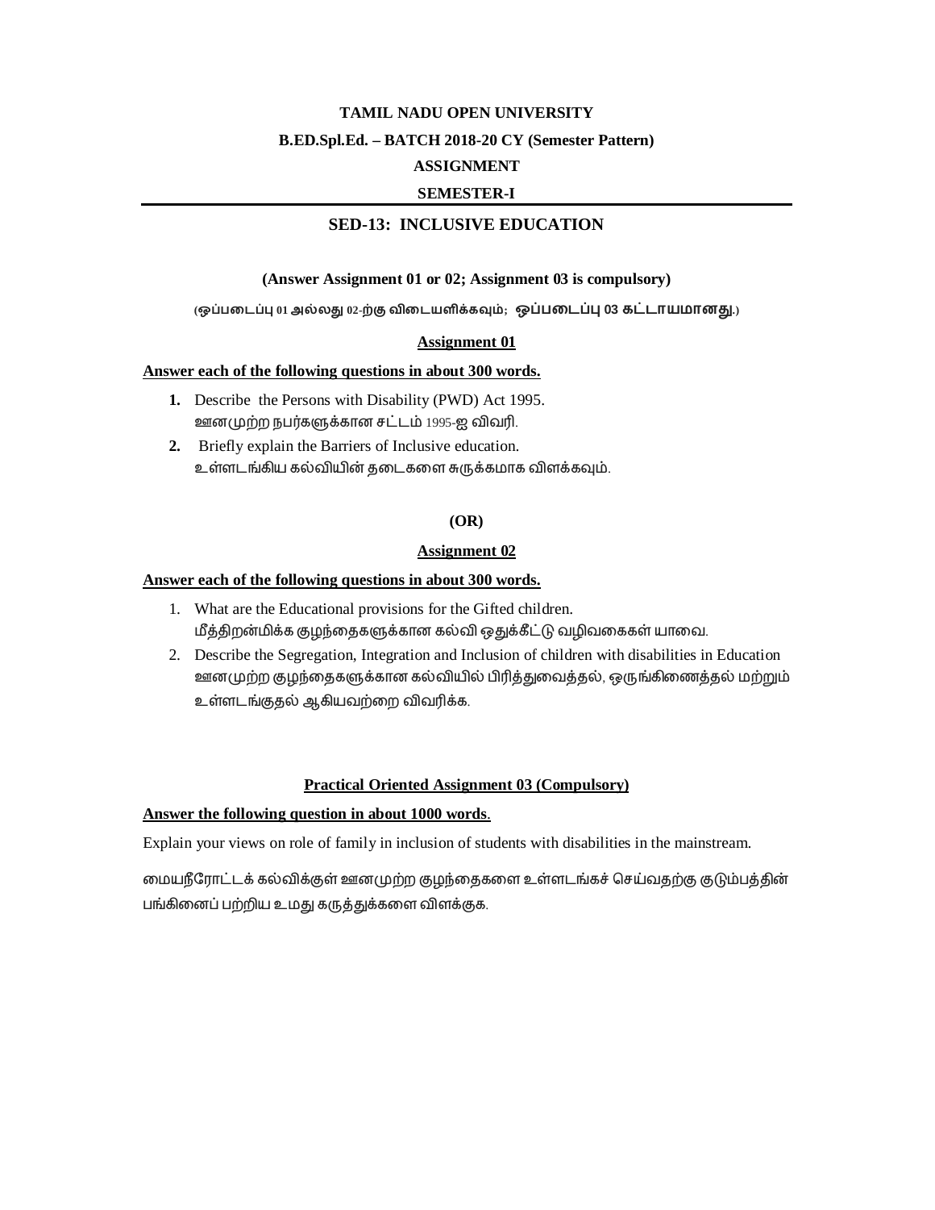**TAMIL NADU OPEN UNIVERSITY**

**B.ED.Spl.Ed. – BATCH 2018-20 CY (Semester Pattern)**

**ASSIGNMENT**

**SEMESTER-I**

---

## SED-13: INCLUSIVE EDUCATION

**(Answer Assignment 01 or 02; Assignment 03 is compulsory)**

**(ஒப்படைப்பு 01 அல்லது 02-ற்கு விடையளிக்கவும்; ஒப்படைப்பு 03 கட்டாயமானது.)**

### Assignment 01

**Answer each of the following questions in about 300 words.**

1. Describe the Persons with Disability (PWD) Act 1995.
   ஊனமுற்ற நபர்களுக்கான சட்டம் 1995-ஐ விவரி.
2. Briefly explain the Barriers of Inclusive education.
   உள்ளடங்கிய கல்வியின் தடைகளை சுருக்கமாக விளக்கவும்.

**(OR)**

### Assignment 02

**Answer each of the following questions in about 300 words.**

1. What are the Educational provisions for the Gifted children.
   மீத்திறன்மிக்க குழந்தைகளுக்கான கல்வி ஒதுக்கீட்டு வழிவகைகள் யாவை.
2. Describe the Segregation, Integration and Inclusion of children with disabilities in Education
   ஊனமுற்ற குழந்தைகளுக்கான கல்வியில் பிரித்துவைத்தல், ஒருங்கிணைத்தல் மற்றும் உள்ளடங்குதல் ஆகியவற்றை விவரிக்க.

### Practical Oriented Assignment 03 (Compulsory)

**Answer the following question in about 1000 words.**

Explain your views on role of family in inclusion of students with disabilities in the mainstream.

மையநீரோட்டக் கல்விக்குள் ஊனமுற்ற குழந்தைகளை உள்ளடங்கச் செய்வதற்கு குடும்பத்தின் பங்கினைப் பற்றிய உமது கருத்துக்களை விளக்குக.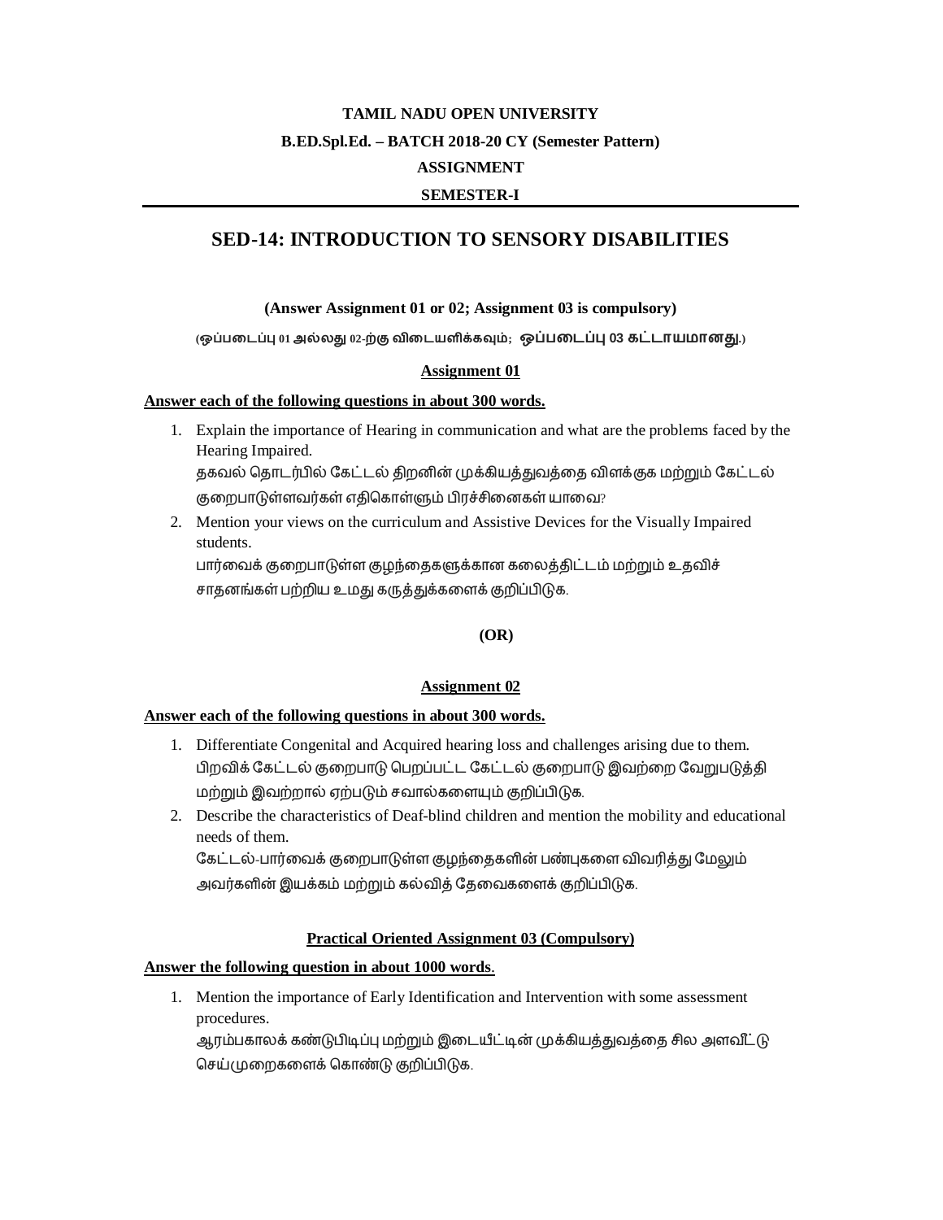**TAMIL NADU OPEN UNIVERSITY**

**B.ED.Spl.Ed. – BATCH 2018-20 CY (Semester Pattern)**

**ASSIGNMENT**

**SEMESTER-I**

# SED-14: INTRODUCTION TO SENSORY DISABILITIES

**(Answer Assignment 01 or 02; Assignment 03 is compulsory)**

**(ஒப்படைப்பு 01 அல்லது 02-ற்கு விடையளிக்கவும்; ஒப்படைப்பு 03 கட்டாயமானது.)**

## Assignment 01

**Answer each of the following questions in about 300 words.**

1. Explain the importance of Hearing in communication and what are the problems faced by the Hearing Impaired.
   தகவல் தொடர்பில் கேட்டல் திறனின் முக்கியத்துவத்தை விளக்குக மற்றும் கேட்டல் குறைபாடுள்ளவர்கள் எதிகொள்ளும் பிரச்சினைகள் யாவை?
2. Mention your views on the curriculum and Assistive Devices for the Visually Impaired students.
   பார்வைக் குறைபாடுள்ள குழந்தைகளுக்கான கலைத்திட்டம் மற்றும் உதவிச் சாதனங்கள் பற்றிய உமது கருத்துக்களைக் குறிப்பிடுக.

**(OR)**

## Assignment 02

**Answer each of the following questions in about 300 words.**

1. Differentiate Congenital and Acquired hearing loss and challenges arising due to them.
   பிறவிக் கேட்டல் குறைபாடு பெறப்பட்ட கேட்டல் குறைபாடு இவற்றை வேறுபடுத்தி மற்றும் இவற்றால் ஏற்படும் சவால்களையும் குறிப்பிடுக.
2. Describe the characteristics of Deaf-blind children and mention the mobility and educational needs of them.
   கேட்டல்-பார்வைக் குறைபாடுள்ள குழந்தைகளின் பண்புகளை விவரித்து மேலும் அவர்களின் இயக்கம் மற்றும் கல்வித் தேவைகளைக் குறிப்பிடுக.

## Practical Oriented Assignment 03 (Compulsory)

**Answer the following question in about 1000 words**.

1. Mention the importance of Early Identification and Intervention with some assessment procedures.
   ஆரம்பகாலக் கண்டுபிடிப்பு மற்றும் இடையீட்டின் முக்கியத்துவத்தை சில அளவீட்டு செய்முறைகளைக் கொண்டு குறிப்பிடுக.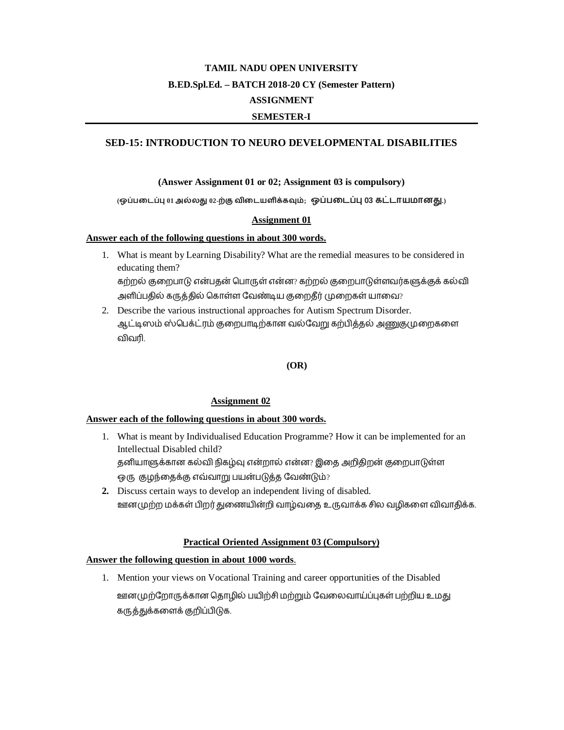**TAMIL NADU OPEN UNIVERSITY**

**B.ED.Spl.Ed. – BATCH 2018-20 CY (Semester Pattern)**

**ASSIGNMENT**

**SEMESTER-I**

---

## SED-15: INTRODUCTION TO NEURO DEVELOPMENTAL DISABILITIES

**(Answer Assignment 01 or 02; Assignment 03 is compulsory)**

**(ஒப்படைப்பு 01 அல்லது 02-ற்கு விடையளிக்கவும்; ஒப்படைப்பு 03 கட்டாயமானது.)**

### Assignment 01

**Answer each of the following questions in about 300 words.**

1. What is meant by Learning Disability? What are the remedial measures to be considered in educating them?
   கற்றல் குறைபாடு என்பதன் பொருள் என்ன? கற்றல் குறைபாடுள்ளவர்களுக்குக் கல்வி அளிப்பதில் கருத்தில் கொள்ள வேண்டிய குறைதீர் முறைகள் யாவை?
2. Describe the various instructional approaches for Autism Spectrum Disorder.
   ஆட்டிஸம் ஸ்பெக்ட்ரம் குறைபாடிற்கான வல்வேறு கற்பித்தல் அணுகுமுறைகளை விவரி.

**(OR)**

### Assignment 02

**Answer each of the following questions in about 300 words.**

1. What is meant by Individualised Education Programme? How it can be implemented for an Intellectual Disabled child?
   தனியாளுக்கான கல்வி நிகழ்வு என்றால் என்ன? இதை அறிதிறன் குறைபாடுள்ள ஒரு குழந்தைக்கு எவ்வாறு பயன்படுத்த வேண்டும்?
2. **Discuss certain ways to develop an independent living of disabled.**
   ஊனமுற்ற மக்கள் பிறர் துணையின்றி வாழ்வதை உருவாக்க சில வழிகளை விவாதிக்க.

### Practical Oriented Assignment 03 (Compulsory)

**Answer the following question in about 1000 words.**

1. Mention your views on Vocational Training and career opportunities of the Disabled
   ஊனமுற்றோருக்கான தொழில் பயிற்சி மற்றும் வேலைவாய்ப்புகள் பற்றிய உமது கருத்துக்களைக் குறிப்பிடுக.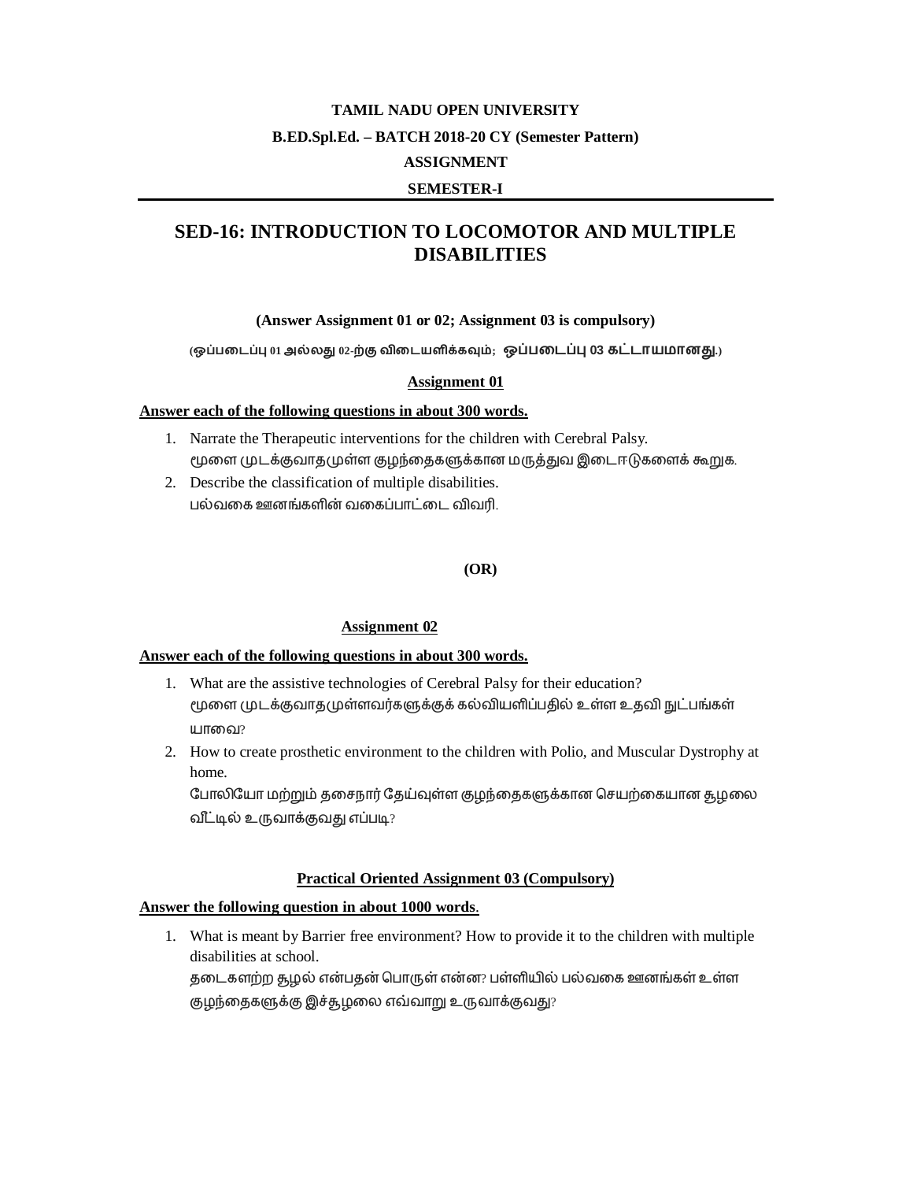**TAMIL NADU OPEN UNIVERSITY**

**B.ED.Spl.Ed. – BATCH 2018-20 CY (Semester Pattern)**

**ASSIGNMENT**

**SEMESTER-I**

---

## SED-16: INTRODUCTION TO LOCOMOTOR AND MULTIPLE DISABILITIES

**(Answer Assignment 01 or 02; Assignment 03 is compulsory)**

**(ஒப்படைப்பு 01 அல்லது 02-ற்கு விடையளிக்கவும்; ஒப்படைப்பு 03 கட்டாயமானது.)**

### Assignment 01

**Answer each of the following questions in about 300 words.**

1. Narrate the Therapeutic interventions for the children with Cerebral Palsy.
   மூளை முடக்குவாதமுள்ள குழந்தைகளுக்கான மருத்துவ இடைஈடுகளைக் கூறுக.
2. Describe the classification of multiple disabilities.
   பல்வகை ஊனங்களின் வகைப்பாட்டை விவரி.

**(OR)**

### Assignment 02

**Answer each of the following questions in about 300 words.**

1. What are the assistive technologies of Cerebral Palsy for their education?
   மூளை முடக்குவாதமுள்ளவர்களுக்குக் கல்வியளிப்பதில் உள்ள உதவி நுட்பங்கள் யாவை?
2. How to create prosthetic environment to the children with Polio, and Muscular Dystrophy at home.
   போலியோ மற்றும் தசைநார் தேய்வுள்ள குழந்தைகளுக்கான செயற்கையான சூழலை வீட்டில் உருவாக்குவது எப்படி?

### Practical Oriented Assignment 03 (Compulsory)

**Answer the following question in about 1000 words.**

1. What is meant by Barrier free environment? How to provide it to the children with multiple disabilities at school.
   தடைகளற்ற சூழல் என்பதன் பொருள் என்ன? பள்ளியில் பல்வகை ஊனங்கள் உள்ள குழந்தைகளுக்கு இச்சூழலை எவ்வாறு உருவாக்குவது?